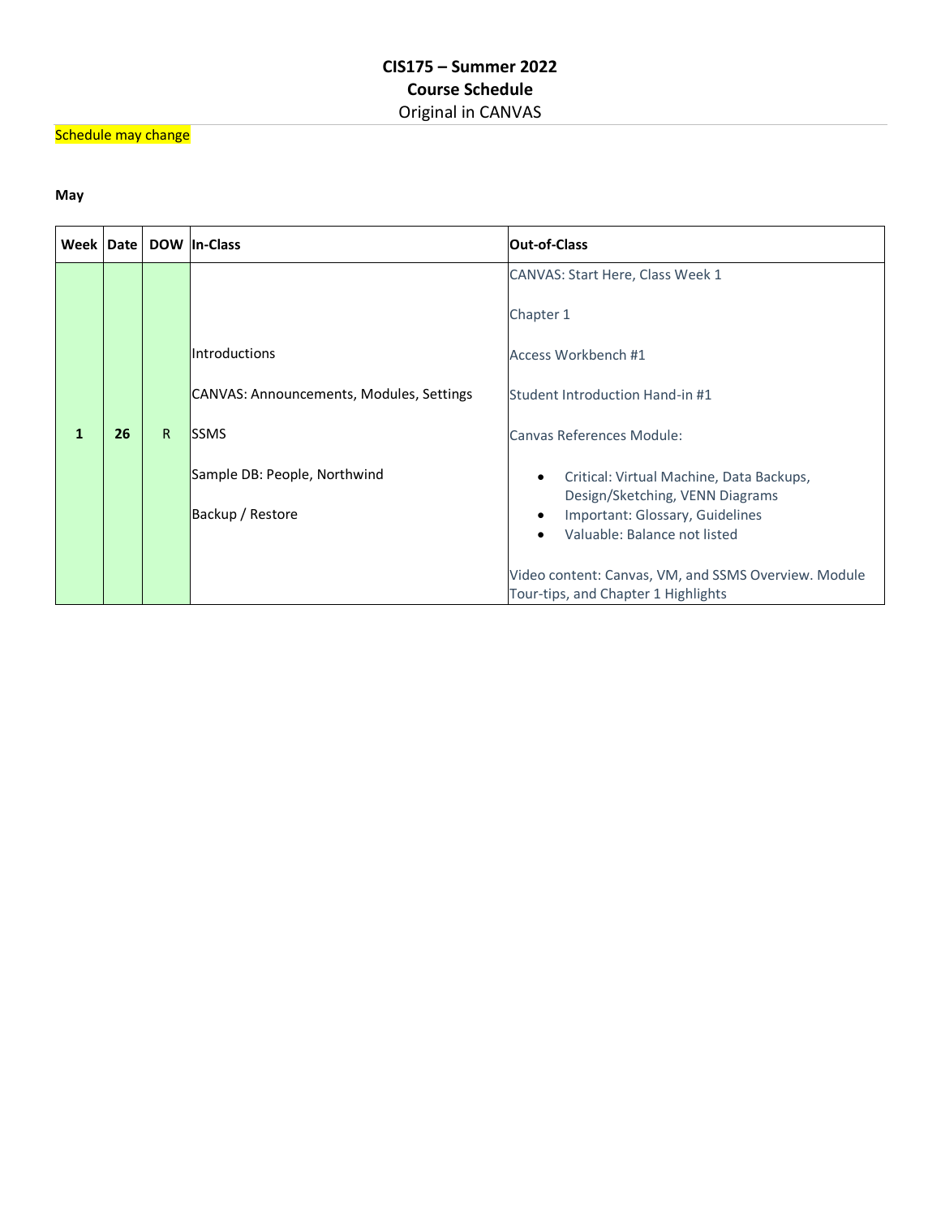# CIS175 – Summer 2022
## Course Schedule
Original in CANVAS

Schedule may change

**May**

| Week | Date | DOW | In-Class | Out-of-Class |
|---|---|---|---|---|
| **1** | **26** | R | Introductions<br><br>CANVAS: Announcements, Modules, Settings<br><br>SSMS<br><br>Sample DB: People, Northwind<br><br>Backup / Restore | CANVAS: Start Here, Class Week 1<br><br>Chapter 1<br><br>Access Workbench #1<br><br>Student Introduction Hand-in #1<br><br>Canvas References Module:<br>• Critical: Virtual Machine, Data Backups, Design/Sketching, VENN Diagrams<br>• Important: Glossary, Guidelines<br>• Valuable: Balance not listed<br><br>Video content: Canvas, VM, and SSMS Overview. Module Tour-tips, and Chapter 1 Highlights |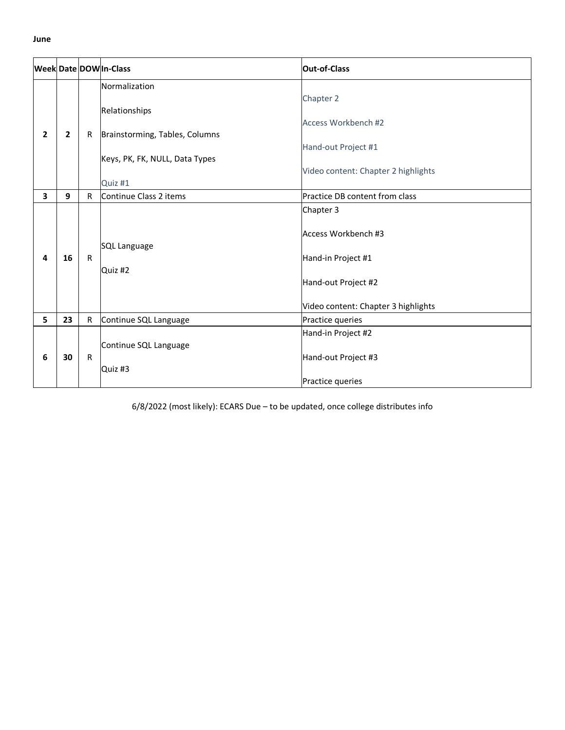**June**

| Week | Date | DOW | In-Class | Out-of-Class |
|---|---|---|---|---|
| **2** | **2** | R | Normalization<br><br>Relationships<br><br>Brainstorming, Tables, Columns<br><br>Keys, PK, FK, NULL, Data Types<br><br>Quiz #1 | Chapter 2<br><br>Access Workbench #2<br><br>Hand-out Project #1<br><br>Video content: Chapter 2 highlights |
| **3** | **9** | R | Continue Class 2 items | Practice DB content from class |
| **4** | **16** | R | SQL Language<br><br>Quiz #2 | Chapter 3<br><br>Access Workbench #3<br><br>Hand-in Project #1<br><br>Hand-out Project #2<br><br>Video content: Chapter 3 highlights |
| **5** | **23** | R | Continue SQL Language | Practice queries |
| **6** | **30** | R | Continue SQL Language<br><br>Quiz #3 | Hand-in Project #2<br><br>Hand-out Project #3<br><br>Practice queries |

6/8/2022 (most likely): ECARS Due – to be updated, once college distributes info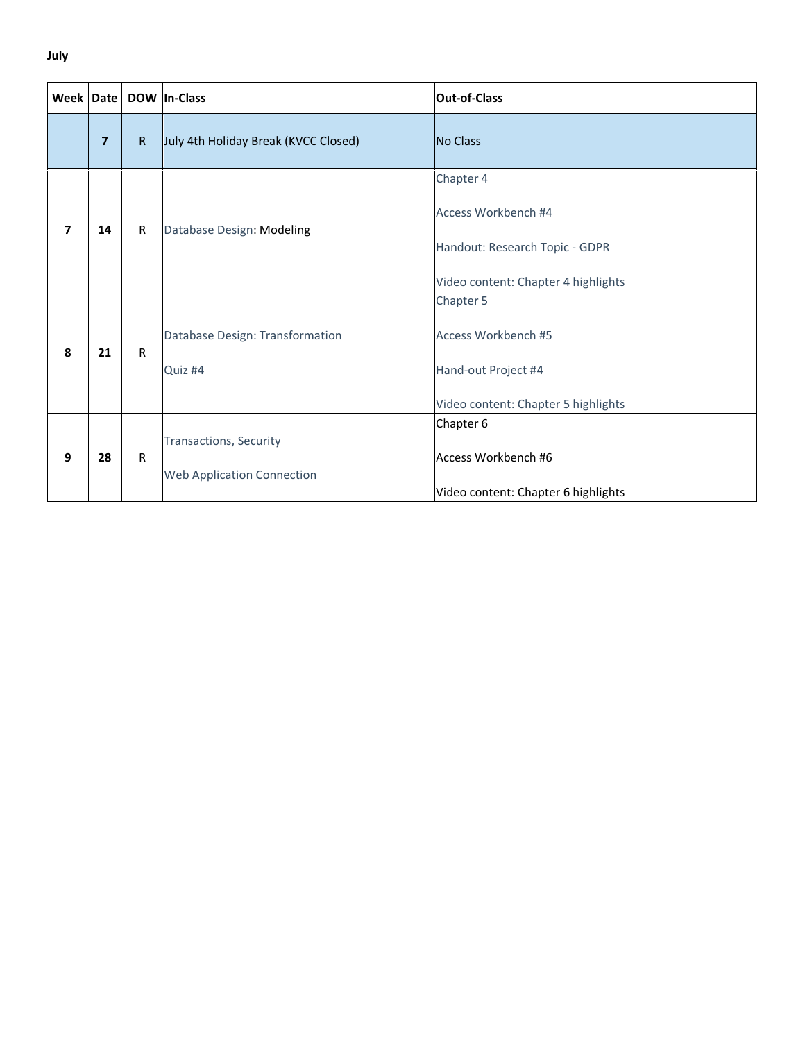**July**

| Week | Date | DOW | In-Class | Out-of-Class |
|---|---|---|---|---|
| | **7** | R | July 4th Holiday Break (KVCC Closed) | No Class |
| **7** | **14** | R | Database Design: Modeling | Chapter 4<br><br>Access Workbench #4<br><br>Handout: Research Topic - GDPR<br><br>Video content: Chapter 4 highlights |
| **8** | **21** | R | Database Design: Transformation<br><br>Quiz #4 | Chapter 5<br><br>Access Workbench #5<br><br>Hand-out Project #4<br><br>Video content: Chapter 5 highlights |
| **9** | **28** | R | Transactions, Security<br><br>Web Application Connection | Chapter 6<br><br>Access Workbench #6<br><br>Video content: Chapter 6 highlights |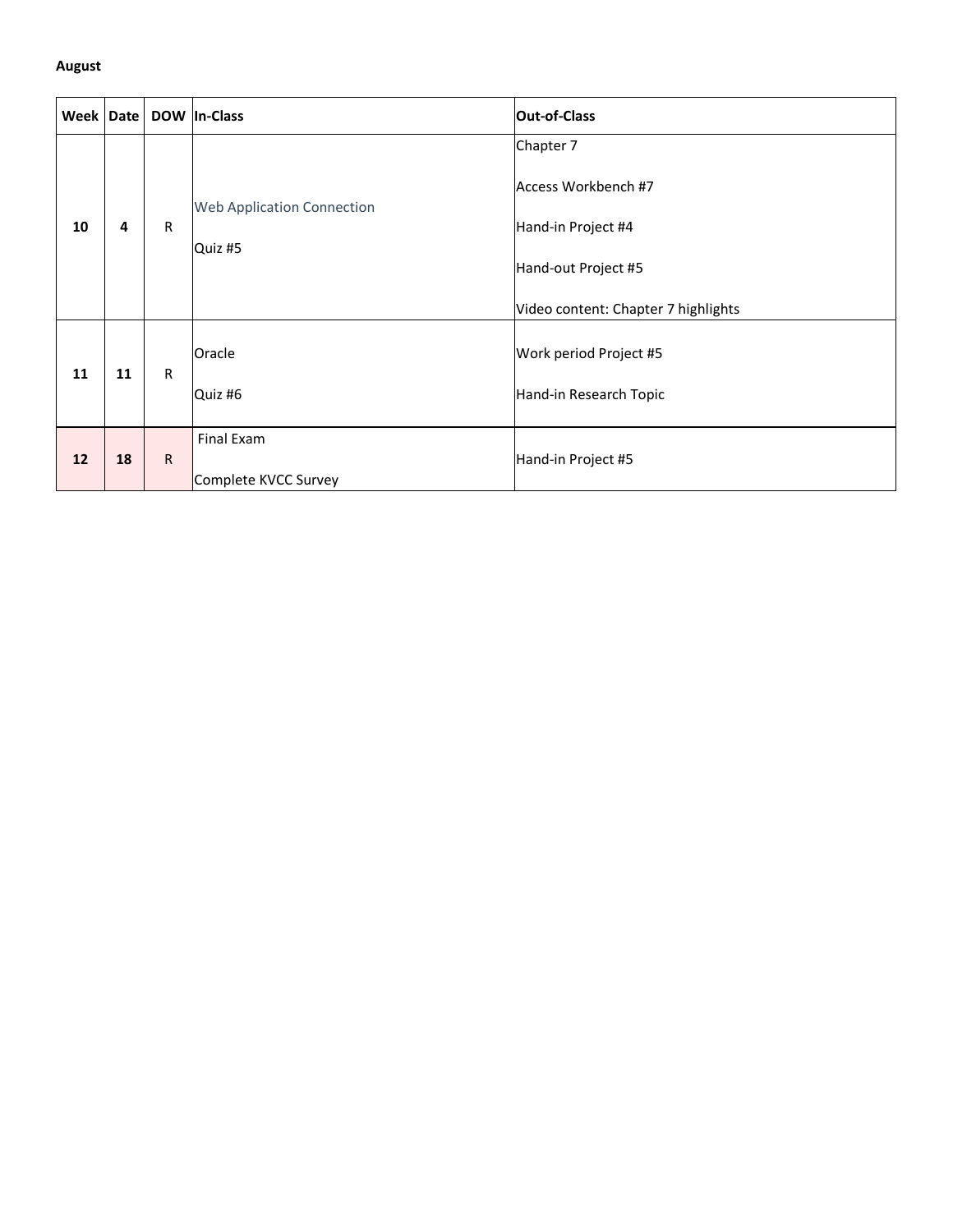**August**

| Week | Date | DOW | In-Class | Out-of-Class |
|---|---|---|---|---|
| **10** | **4** | R | Web Application Connection<br><br>Quiz #5 | Chapter 7<br><br>Access Workbench #7<br><br>Hand-in Project #4<br><br>Hand-out Project #5<br><br>Video content: Chapter 7 highlights |
| **11** | **11** | R | Oracle<br><br>Quiz #6 | Work period Project #5<br><br>Hand-in Research Topic |
| **12** | **18** | R | Final Exam<br><br>Complete KVCC Survey | Hand-in Project #5 |